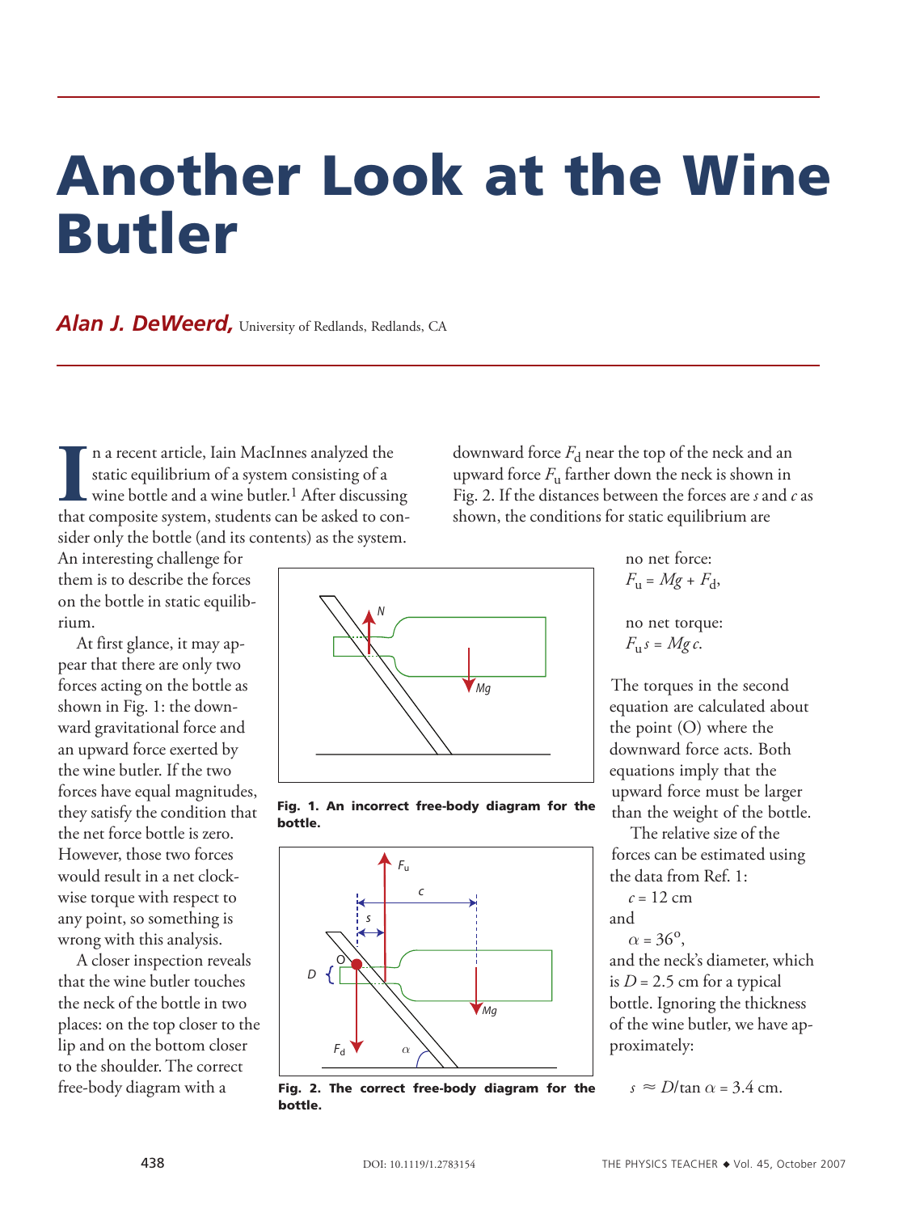# Another Look at the Wine Butler

***Alan J. DeWeerd,*** University of Redlands, Redlands, CA

In a recent article, Iain MacInnes analyzed the static equilibrium of a system consisting of a wine bottle and a wine butler.[1] After discussing that composite system, students can be asked to consider only the bottle (and its contents) as the system. An interesting challenge for them is to describe the forces on the bottle in static equilibrium.

At first glance, it may appear that there are only two forces acting on the bottle as shown in Fig. 1: the downward gravitational force and an upward force exerted by the wine butler. If the two forces have equal magnitudes, they satisfy the condition that the net force bottle is zero. However, those two forces would result in a net clockwise torque with respect to any point, so something is wrong with this analysis.

A closer inspection reveals that the wine butler touches the neck of the bottle in two places: on the top closer to the lip and on the bottom closer to the shoulder. The correct free-body diagram with a downward force $F_d$ near the top of the neck and an upward force $F_u$ farther down the neck is shown in Fig. 2. If the distances between the forces are $s$ and $c$ as shown, the conditions for static equilibrium are

**Fig. 1. An incorrect free-body diagram for the bottle.**

**Fig. 2. The correct free-body diagram for the bottle.**

no net force:
$$F_u = Mg + F_d,$$

no net torque:
$$F_u s = Mg\,c.$$

The torques in the second equation are calculated about the point (O) where the downward force acts. Both equations imply that the upward force must be larger than the weight of the bottle.

The relative size of the forces can be estimated using the data from Ref. 1:

$c = 12$ cm

and

$\alpha = 36°$,

and the neck's diameter, which is $D = 2.5$ cm for a typical bottle. Ignoring the thickness of the wine butler, we have approximately:

$$s \approx D/\tan\alpha = 3.4 \text{ cm}.$$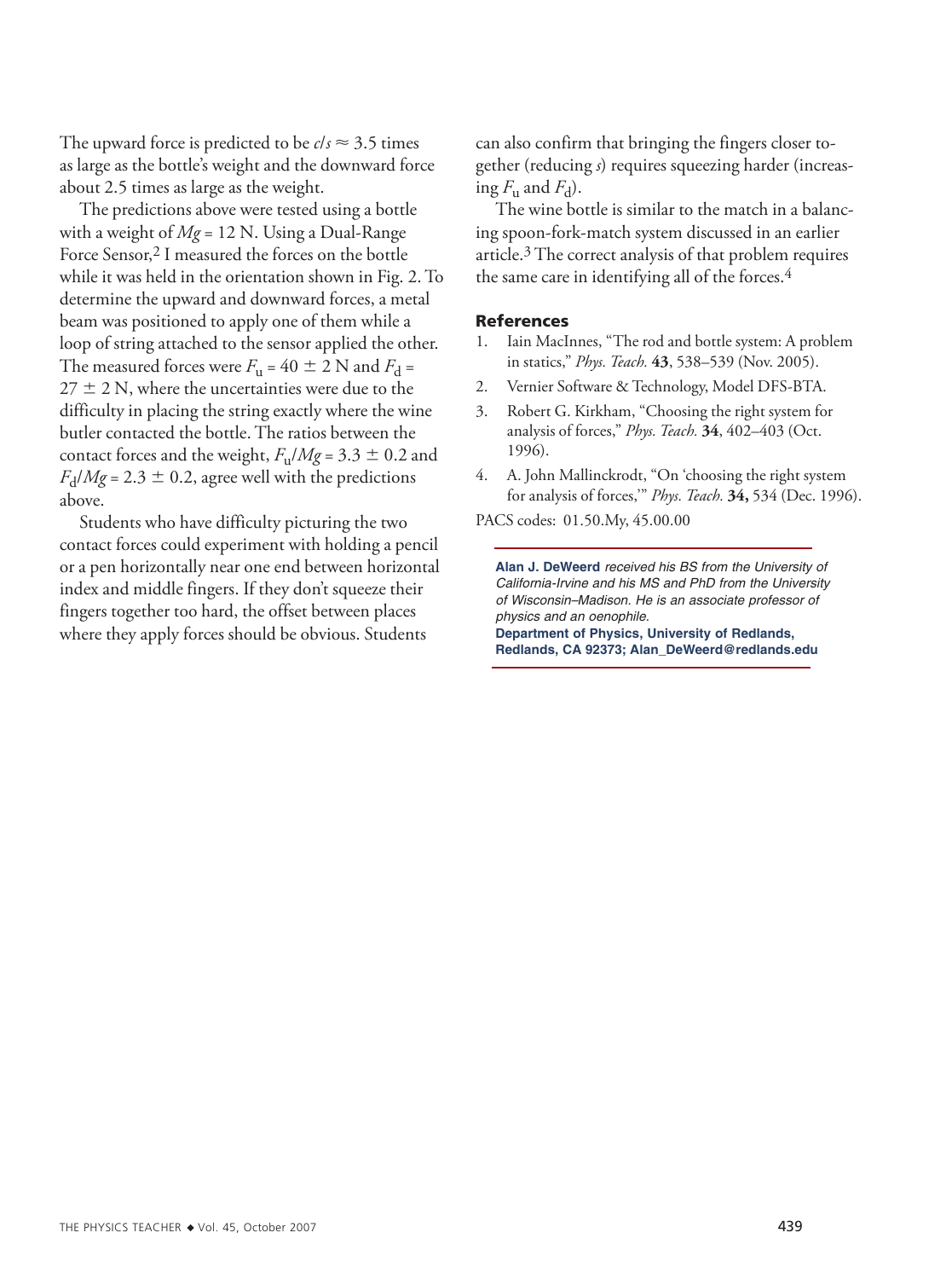The upward force is predicted to be $c/s \approx 3.5$ times as large as the bottle's weight and the downward force about 2.5 times as large as the weight.

The predictions above were tested using a bottle with a weight of $Mg = 12$ N. Using a Dual-Range Force Sensor,[2] I measured the forces on the bottle while it was held in the orientation shown in Fig. 2. To determine the upward and downward forces, a metal beam was positioned to apply one of them while a loop of string attached to the sensor applied the other. The measured forces were $F_u = 40 \pm 2$ N and $F_d = 27 \pm 2$ N, where the uncertainties were due to the difficulty in placing the string exactly where the wine butler contacted the bottle. The ratios between the contact forces and the weight, $F_u/Mg = 3.3 \pm 0.2$ and $F_d/Mg = 2.3 \pm 0.2$, agree well with the predictions above.

Students who have difficulty picturing the two contact forces could experiment with holding a pencil or a pen horizontally near one end between horizontal index and middle fingers. If they don't squeeze their fingers together too hard, the offset between places where they apply forces should be obvious. Students can also confirm that bringing the fingers closer together (reducing $s$) requires squeezing harder (increasing $F_u$ and $F_d$).

The wine bottle is similar to the match in a balancing spoon-fork-match system discussed in an earlier article.[3] The correct analysis of that problem requires the same care in identifying all of the forces.[4]

## References

1. Iain MacInnes, "The rod and bottle system: A problem in statics," *Phys. Teach.* **43**, 538–539 (Nov. 2005).
2. Vernier Software & Technology, Model DFS-BTA.
3. Robert G. Kirkham, "Choosing the right system for analysis of forces," *Phys. Teach.* **34**, 402–403 (Oct. 1996).
4. A. John Mallinckrodt, "On 'choosing the right system for analysis of forces,'" *Phys. Teach.* **34,** 534 (Dec. 1996).

PACS codes: 01.50.My, 45.00.00

**Alan J. DeWeerd** *received his BS from the University of California-Irvine and his MS and PhD from the University of Wisconsin–Madison. He is an associate professor of physics and an oenophile.*
**Department of Physics, University of Redlands, Redlands, CA 92373; Alan_DeWeerd@redlands.edu**